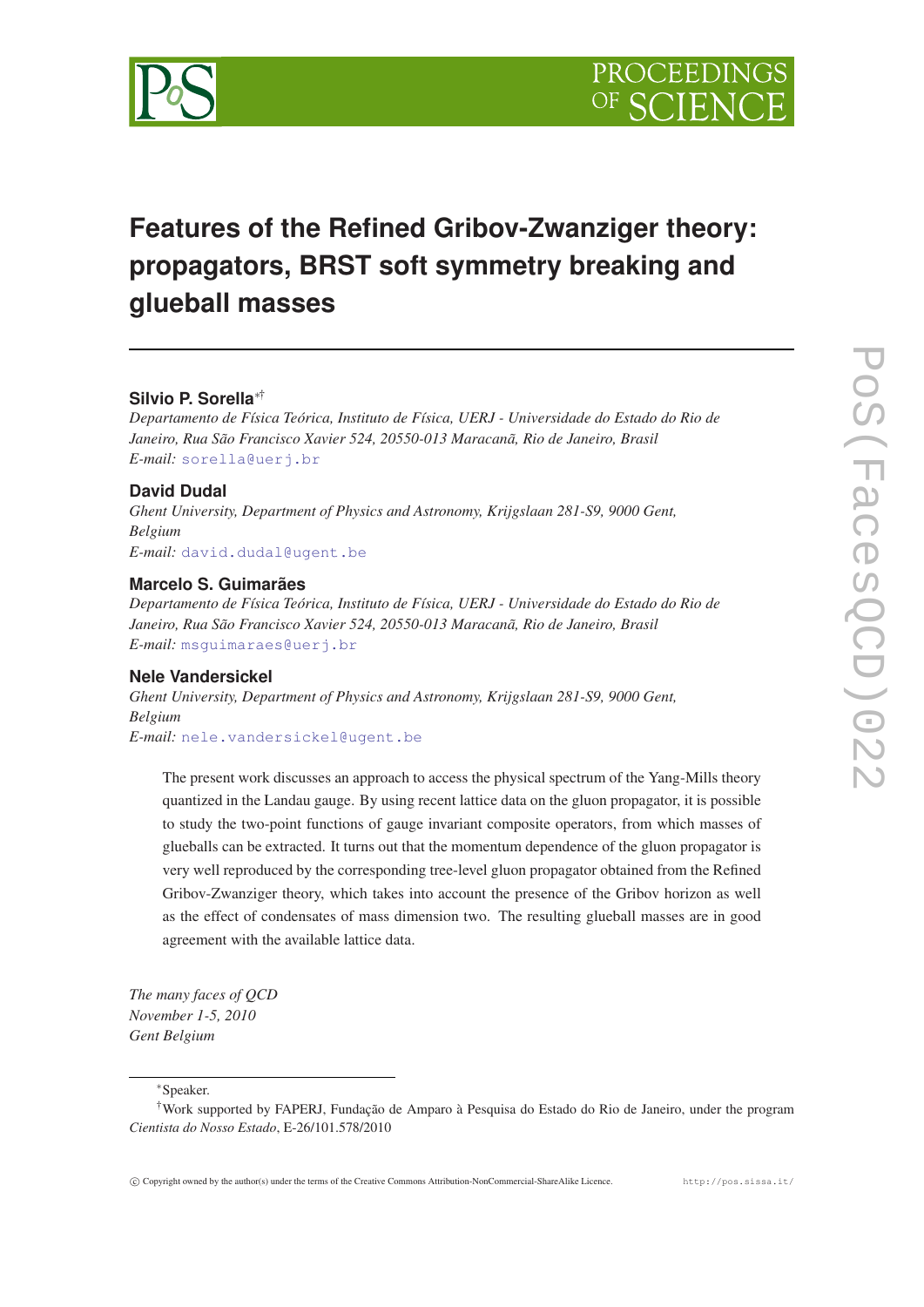# Features of the Refined Gribov-Zwanziger theory: propagators, BRST soft symmetry breaking and glueball masses

**Silvio P. Sorella**[∗†]

*Departamento de Física Teórica, Instituto de Física, UERJ - Universidade do Estado do Rio de Janeiro, Rua São Francisco Xavier 524, 20550-013 Maracanã, Rio de Janeiro, Brasil*
*E-mail:* sorella@uerj.br

**David Dudal**

*Ghent University, Department of Physics and Astronomy, Krijgslaan 281-S9, 9000 Gent, Belgium*
*E-mail:* david.dudal@ugent.be

**Marcelo S. Guimarães**

*Departamento de Física Teórica, Instituto de Física, UERJ - Universidade do Estado do Rio de Janeiro, Rua São Francisco Xavier 524, 20550-013 Maracanã, Rio de Janeiro, Brasil*
*E-mail:* msguimaraes@uerj.br

**Nele Vandersickel**

*Ghent University, Department of Physics and Astronomy, Krijgslaan 281-S9, 9000 Gent, Belgium*
*E-mail:* nele.vandersickel@ugent.be

The present work discusses an approach to access the physical spectrum of the Yang-Mills theory quantized in the Landau gauge. By using recent lattice data on the gluon propagator, it is possible to study the two-point functions of gauge invariant composite operators, from which masses of glueballs can be extracted. It turns out that the momentum dependence of the gluon propagator is very well reproduced by the corresponding tree-level gluon propagator obtained from the Refined Gribov-Zwanziger theory, which takes into account the presence of the Gribov horizon as well as the effect of condensates of mass dimension two. The resulting glueball masses are in good agreement with the available lattice data.

*The many faces of QCD*
*November 1-5, 2010*
*Gent Belgium*

[∗]Speaker.

[†]Work supported by FAPERJ, Fundação de Amparo à Pesquisa do Estado do Rio de Janeiro, under the program *Cientista do Nosso Estado*, E-26/101.578/2010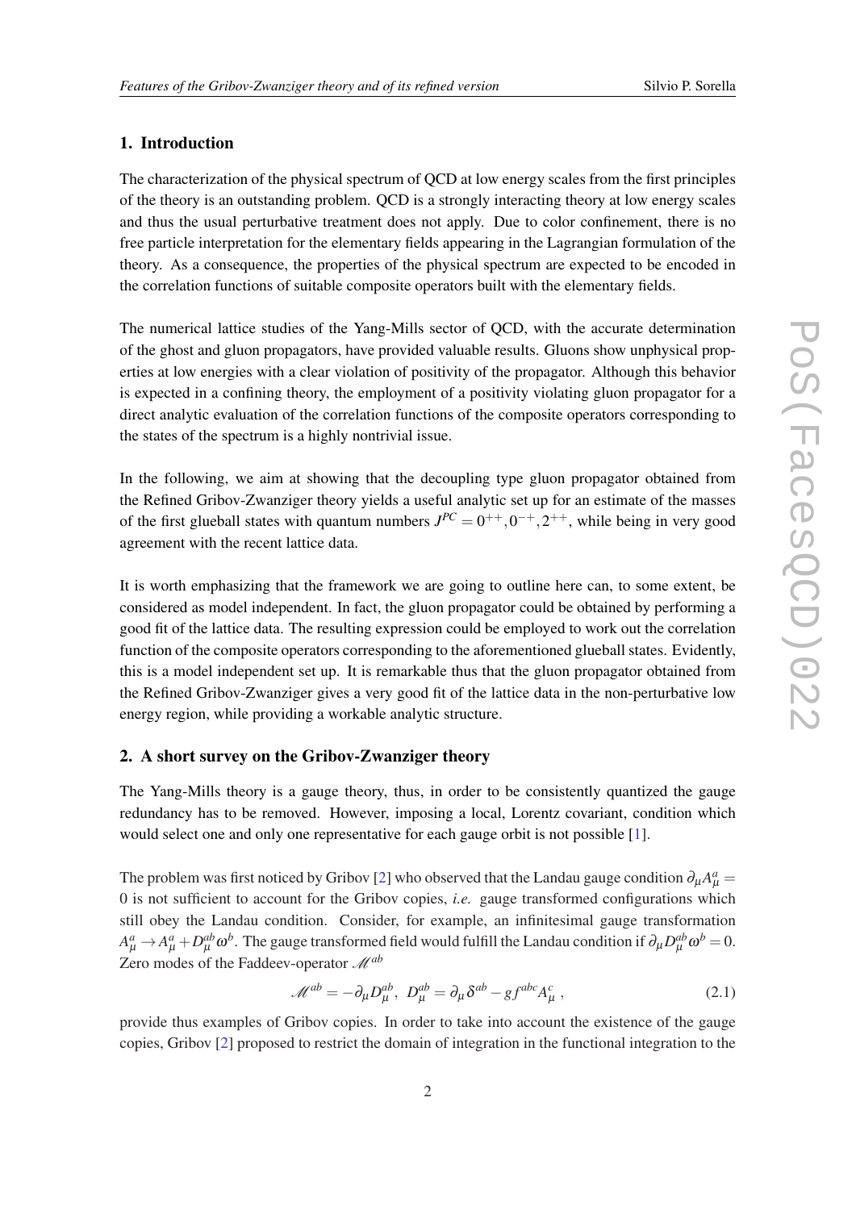## 1. Introduction

The characterization of the physical spectrum of QCD at low energy scales from the first principles of the theory is an outstanding problem. QCD is a strongly interacting theory at low energy scales and thus the usual perturbative treatment does not apply. Due to color confinement, there is no free particle interpretation for the elementary fields appearing in the Lagrangian formulation of the theory. As a consequence, the properties of the physical spectrum are expected to be encoded in the correlation functions of suitable composite operators built with the elementary fields.

The numerical lattice studies of the Yang-Mills sector of QCD, with the accurate determination of the ghost and gluon propagators, have provided valuable results. Gluons show unphysical properties at low energies with a clear violation of positivity of the propagator. Although this behavior is expected in a confining theory, the employment of a positivity violating gluon propagator for a direct analytic evaluation of the correlation functions of the composite operators corresponding to the states of the spectrum is a highly nontrivial issue.

In the following, we aim at showing that the decoupling type gluon propagator obtained from the Refined Gribov-Zwanziger theory yields a useful analytic set up for an estimate of the masses of the first glueball states with quantum numbers $J^{PC} = 0^{++}, 0^{-+}, 2^{++}$, while being in very good agreement with the recent lattice data.

It is worth emphasizing that the framework we are going to outline here can, to some extent, be considered as model independent. In fact, the gluon propagator could be obtained by performing a good fit of the lattice data. The resulting expression could be employed to work out the correlation function of the composite operators corresponding to the aforementioned glueball states. Evidently, this is a model independent set up. It is remarkable thus that the gluon propagator obtained from the Refined Gribov-Zwanziger gives a very good fit of the lattice data in the non-perturbative low energy region, while providing a workable analytic structure.

## 2. A short survey on the Gribov-Zwanziger theory

The Yang-Mills theory is a gauge theory, thus, in order to be consistently quantized the gauge redundancy has to be removed. However, imposing a local, Lorentz covariant, condition which would select one and only one representative for each gauge orbit is not possible [1].

The problem was first noticed by Gribov [2] who observed that the Landau gauge condition $\partial_\mu A^a_\mu = 0$ is not sufficient to account for the Gribov copies, *i.e.* gauge transformed configurations which still obey the Landau condition. Consider, for example, an infinitesimal gauge transformation $A^a_\mu \to A^a_\mu + D^{ab}_\mu \omega^b$. The gauge transformed field would fulfill the Landau condition if $\partial_\mu D^{ab}_\mu \omega^b = 0$. Zero modes of the Faddeev-operator $\mathscr{M}^{ab}$

$$
\mathscr{M}^{ab} = -\partial_\mu D^{ab}_\mu , \;\; D^{ab}_\mu = \partial_\mu \delta^{ab} - g f^{abc} A^c_\mu \, , \tag{2.1}
$$

provide thus examples of Gribov copies. In order to take into account the existence of the gauge copies, Gribov [2] proposed to restrict the domain of integration in the functional integration to the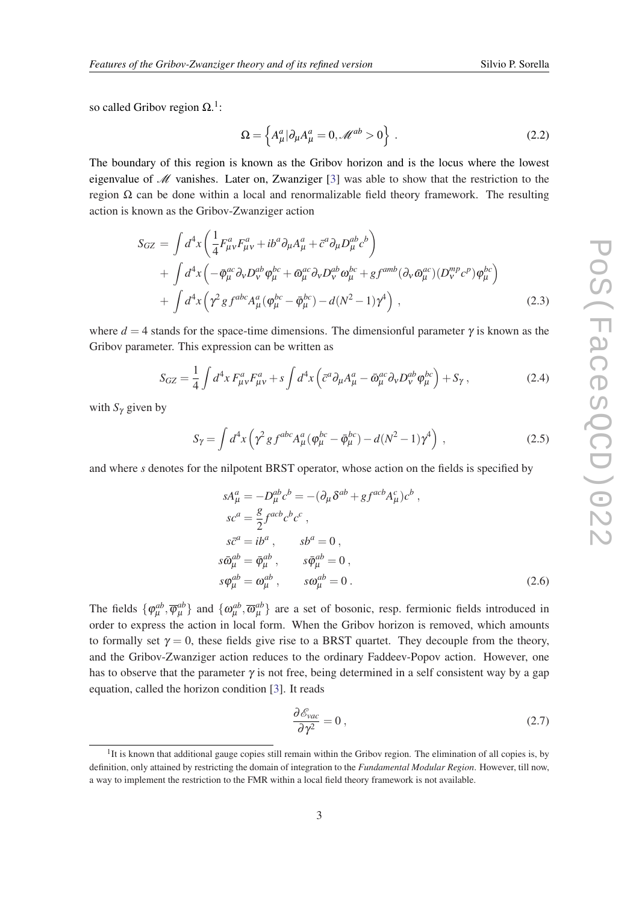so called Gribov region $\Omega$.[1]:

$$\Omega = \left\{ A^a_\mu | \partial_\mu A^a_\mu = 0, \mathscr{M}^{ab} > 0 \right\} . \tag{2.2}$$

The boundary of this region is known as the Gribov horizon and is the locus where the lowest eigenvalue of $\mathscr{M}$ vanishes. Later on, Zwanziger [3] was able to show that the restriction to the region $\Omega$ can be done within a local and renormalizable field theory framework. The resulting action is known as the Gribov-Zwanziger action

$$\begin{aligned}
S_{GZ} \,&=\, \int d^4x \left( \frac{1}{4} F^a_{\mu\nu} F^a_{\mu\nu} + i b^a \partial_\mu A^a_\mu + \bar{c}^a \partial_\mu D^{ab}_\mu c^b \right) \\
&+\, \int d^4x \Big( -\bar{\varphi}^{ac}_\mu \partial_\nu D^{ab}_\nu \varphi^{bc}_\mu + \bar{\omega}^{ac}_\mu \partial_\nu D^{ab}_\nu \omega^{bc}_\mu + g f^{amb} (\partial_\nu \bar{\omega}^{ac}_\mu)(D^{mp}_\nu c^p) \varphi^{bc}_\mu \Big) \\
&+\, \int d^4x \Big( \gamma^2 g f^{abc} A^a_\mu (\varphi^{bc}_\mu - \bar{\varphi}^{bc}_\mu) - d(N^2-1)\gamma^4 \Big) \ ,
\end{aligned} \tag{2.3}$$

where $d = 4$ stands for the space-time dimensions. The dimensionful parameter $\gamma$ is known as the Gribov parameter. This expression can be written as

$$S_{GZ} = \frac{1}{4} \int d^4x \, F^a_{\mu\nu} F^a_{\mu\nu} + s \int d^4x \Big( \bar{c}^a \partial_\mu A^a_\mu - \bar{\omega}^{ac}_\mu \partial_\nu D^{ab}_\nu \varphi^{bc}_\mu \Big) + S_\gamma \, , \tag{2.4}$$

with $S_\gamma$ given by

$$S_\gamma = \int d^4x \Big( \gamma^2 g f^{abc} A^a_\mu (\varphi^{bc}_\mu - \bar{\varphi}^{bc}_\mu) - d(N^2-1)\gamma^4 \Big) \ , \tag{2.5}$$

and where $s$ denotes for the nilpotent BRST operator, whose action on the fields is specified by

$$\begin{aligned}
s A^a_\mu &= -D^{ab}_\mu c^b = -(\partial_\mu \delta^{ab} + g f^{acb} A^c_\mu) c^b \ , \\
s c^a &= \frac{g}{2} f^{acb} c^b c^c \ , \\
s \bar{c}^a &= i b^a \ , \qquad s b^a = 0 \ , \\
s \bar{\omega}^{ab}_\mu &= \bar{\varphi}^{ab}_\mu \ , \qquad s \bar{\varphi}^{ab}_\mu = 0 \ , \\
s \varphi^{ab}_\mu &= \omega^{ab}_\mu \ , \qquad s \omega^{ab}_\mu = 0 \ .
\end{aligned} \tag{2.6}$$

The fields $\{\varphi^{ab}_\mu, \overline{\varphi}^{ab}_\mu\}$ and $\{\omega^{ab}_\mu, \overline{\omega}^{ab}_\mu\}$ are a set of bosonic, resp. fermionic fields introduced in order to express the action in local form. When the Gribov horizon is removed, which amounts to formally set $\gamma = 0$, these fields give rise to a BRST quartet. They decouple from the theory, and the Gribov-Zwanziger action reduces to the ordinary Faddeev-Popov action. However, one has to observe that the parameter $\gamma$ is not free, being determined in a self consistent way by a gap equation, called the horizon condition [3]. It reads

$$\frac{\partial \mathscr{E}_{vac}}{\partial \gamma^2} = 0 \, , \tag{2.7}$$

[1] It is known that additional gauge copies still remain within the Gribov region. The elimination of all copies is, by definition, only attained by restricting the domain of integration to the *Fundamental Modular Region*. However, till now, a way to implement the restriction to the FMR within a local field theory framework is not available.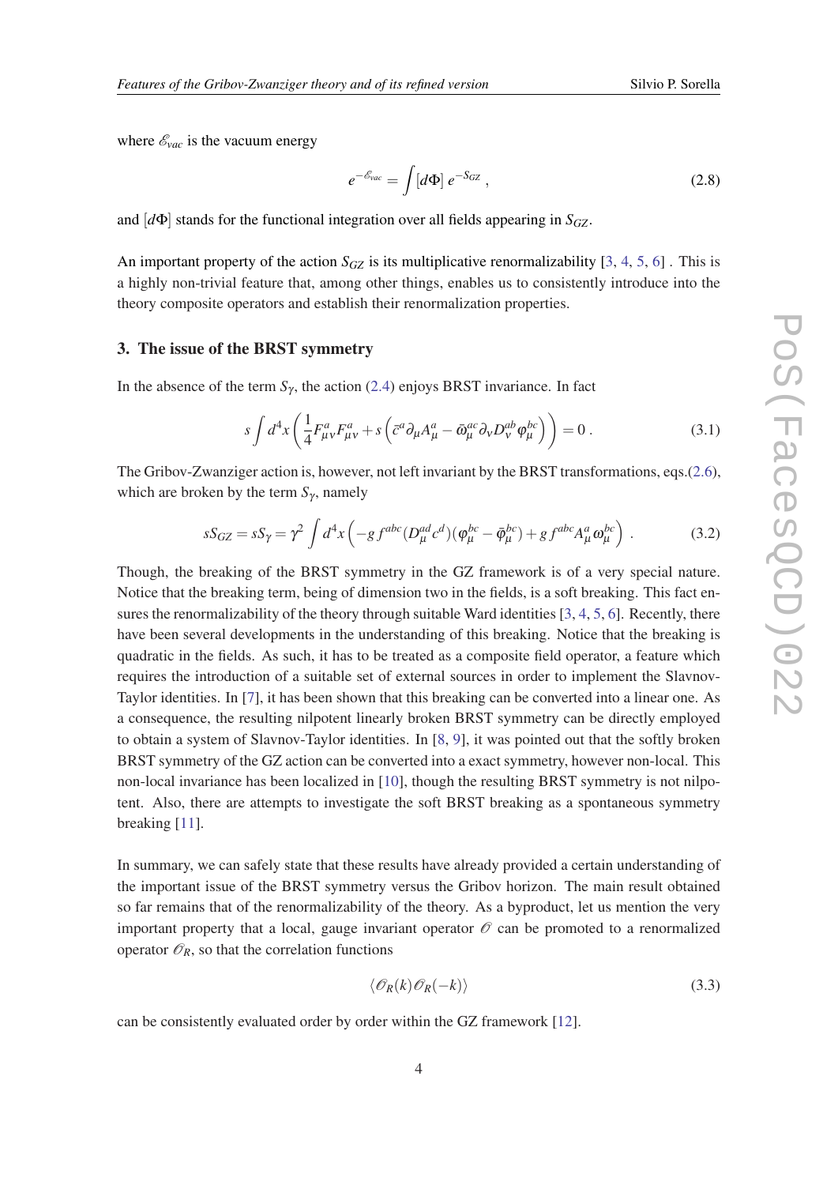where $\mathscr{E}_{vac}$ is the vacuum energy

$$e^{-\mathscr{E}_{vac}} = \int [d\Phi]\, e^{-S_{GZ}} \,, \tag{2.8}$$

and $[d\Phi]$ stands for the functional integration over all fields appearing in $S_{GZ}$.

An important property of the action $S_{GZ}$ is its multiplicative renormalizability [3, 4, 5, 6] . This is a highly non-trivial feature that, among other things, enables us to consistently introduce into the theory composite operators and establish their renormalization properties.

### 3. The issue of the BRST symmetry

In the absence of the term $S_\gamma$, the action (2.4) enjoys BRST invariance. In fact

$$s \int d^4x \left( \frac{1}{4} F^a_{\mu\nu} F^a_{\mu\nu} + s \left( \bar{c}^a \partial_\mu A^a_\mu - \bar{\omega}^{ac}_\mu \partial_\nu D^{ab}_\nu \varphi^{bc}_\mu \right) \right) = 0 \,. \tag{3.1}$$

The Gribov-Zwanziger action is, however, not left invariant by the BRST transformations, eqs.(2.6), which are broken by the term $S_\gamma$, namely

$$sS_{GZ} = sS_\gamma = \gamma^2 \int d^4x \left( -g f^{abc} (D^{ad}_\mu c^d)(\varphi^{bc}_\mu - \bar{\varphi}^{bc}_\mu) + g f^{abc} A^a_\mu \omega^{bc}_\mu \right) \,. \tag{3.2}$$

Though, the breaking of the BRST symmetry in the GZ framework is of a very special nature. Notice that the breaking term, being of dimension two in the fields, is a soft breaking. This fact ensures the renormalizability of the theory through suitable Ward identities [3, 4, 5, 6]. Recently, there have been several developments in the understanding of this breaking. Notice that the breaking is quadratic in the fields. As such, it has to be treated as a composite field operator, a feature which requires the introduction of a suitable set of external sources in order to implement the Slavnov-Taylor identities. In [7], it has been shown that this breaking can be converted into a linear one. As a consequence, the resulting nilpotent linearly broken BRST symmetry can be directly employed to obtain a system of Slavnov-Taylor identities. In [8, 9], it was pointed out that the softly broken BRST symmetry of the GZ action can be converted into a exact symmetry, however non-local. This non-local invariance has been localized in [10], though the resulting BRST symmetry is not nilpotent. Also, there are attempts to investigate the soft BRST breaking as a spontaneous symmetry breaking [11].

In summary, we can safely state that these results have already provided a certain understanding of the important issue of the BRST symmetry versus the Gribov horizon. The main result obtained so far remains that of the renormalizability of the theory. As a byproduct, let us mention the very important property that a local, gauge invariant operator $\mathscr{O}$ can be promoted to a renormalized operator $\mathscr{O}_R$, so that the correlation functions

$$\langle \mathscr{O}_R(k) \mathscr{O}_R(-k) \rangle \tag{3.3}$$

can be consistently evaluated order by order within the GZ framework [12].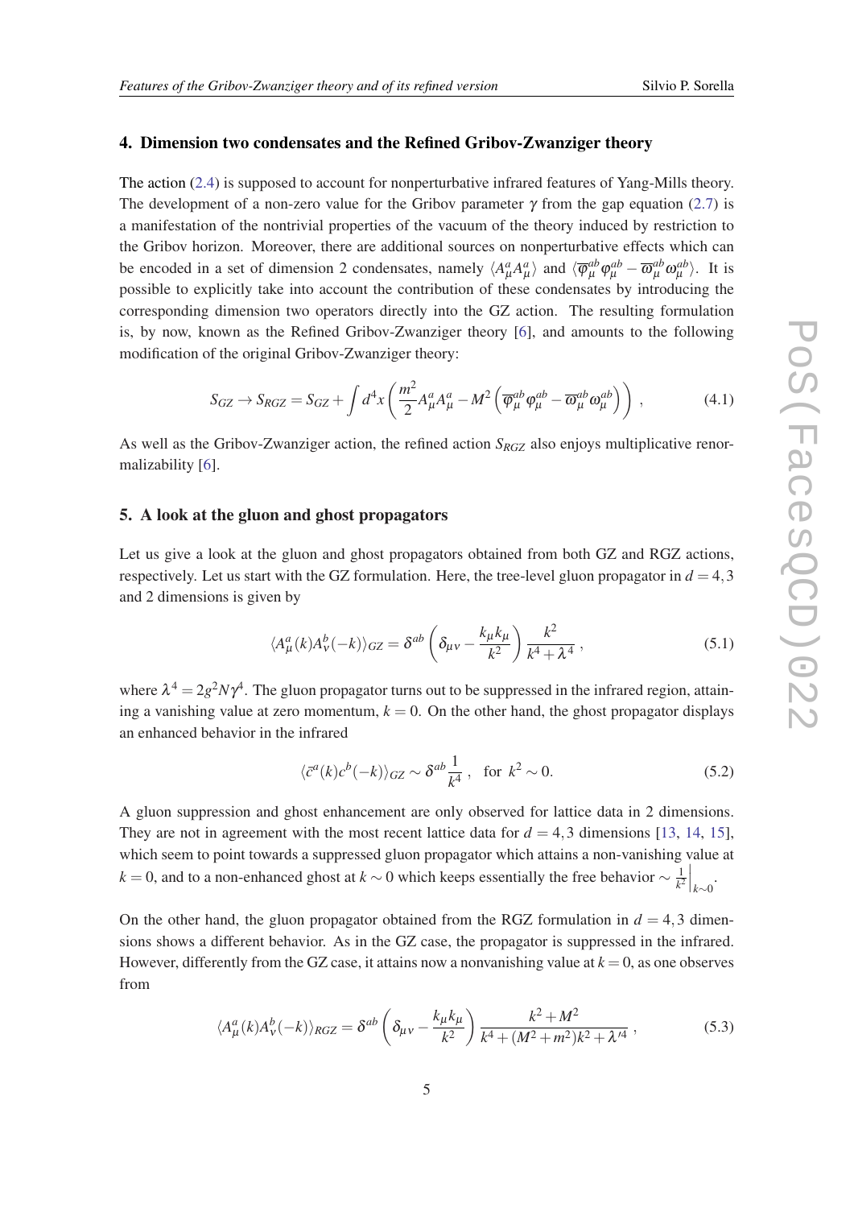## 4. Dimension two condensates and the Refined Gribov-Zwanziger theory

The action (2.4) is supposed to account for nonperturbative infrared features of Yang-Mills theory. The development of a non-zero value for the Gribov parameter $\gamma$ from the gap equation (2.7) is a manifestation of the nontrivial properties of the vacuum of the theory induced by restriction to the Gribov horizon. Moreover, there are additional sources on nonperturbative effects which can be encoded in a set of dimension 2 condensates, namely $\langle A^a_\mu A^a_\mu \rangle$ and $\langle \overline{\varphi}^{ab}_\mu \varphi^{ab}_\mu - \overline{\omega}^{ab}_\mu \omega^{ab}_\mu \rangle$. It is possible to explicitly take into account the contribution of these condensates by introducing the corresponding dimension two operators directly into the GZ action. The resulting formulation is, by now, known as the Refined Gribov-Zwanziger theory [6], and amounts to the following modification of the original Gribov-Zwanziger theory:

$$
S_{GZ} \to S_{RGZ} = S_{GZ} + \int d^4x \left( \frac{m^2}{2} A^a_\mu A^a_\mu - M^2 \left( \overline{\varphi}^{ab}_\mu \varphi^{ab}_\mu - \overline{\omega}^{ab}_\mu \omega^{ab}_\mu \right) \right) , \tag{4.1}
$$

As well as the Gribov-Zwanziger action, the refined action $S_{RGZ}$ also enjoys multiplicative renormalizability [6].

## 5. A look at the gluon and ghost propagators

Let us give a look at the gluon and ghost propagators obtained from both GZ and RGZ actions, respectively. Let us start with the GZ formulation. Here, the tree-level gluon propagator in $d = 4, 3$ and 2 dimensions is given by

$$
\langle A^a_\mu(k) A^b_\nu(-k) \rangle_{GZ} = \delta^{ab} \left( \delta_{\mu\nu} - \frac{k_\mu k_\nu}{k^2} \right) \frac{k^2}{k^4 + \lambda^4} , \tag{5.1}
$$

where $\lambda^4 = 2g^2 N \gamma^4$. The gluon propagator turns out to be suppressed in the infrared region, attaining a vanishing value at zero momentum, $k = 0$. On the other hand, the ghost propagator displays an enhanced behavior in the infrared

$$
\langle \bar{c}^a(k) c^b(-k) \rangle_{GZ} \sim \delta^{ab} \frac{1}{k^4} , \quad \text{for } k^2 \sim 0. \tag{5.2}
$$

A gluon suppression and ghost enhancement are only observed for lattice data in 2 dimensions. They are not in agreement with the most recent lattice data for $d = 4, 3$ dimensions [13, 14, 15], which seem to point towards a suppressed gluon propagator which attains a non-vanishing value at $k = 0$, and to a non-enhanced ghost at $k \sim 0$ which keeps essentially the free behavior $\sim \frac{1}{k^2}\Big|_{k\sim 0}$.

On the other hand, the gluon propagator obtained from the RGZ formulation in $d = 4, 3$ dimensions shows a different behavior. As in the GZ case, the propagator is suppressed in the infrared. However, differently from the GZ case, it attains now a nonvanishing value at $k = 0$, as one observes from

$$
\langle A^a_\mu(k) A^b_\nu(-k) \rangle_{RGZ} = \delta^{ab} \left( \delta_{\mu\nu} - \frac{k_\mu k_\nu}{k^2} \right) \frac{k^2 + M^2}{k^4 + (M^2 + m^2)k^2 + \lambda'^4} , \tag{5.3}
$$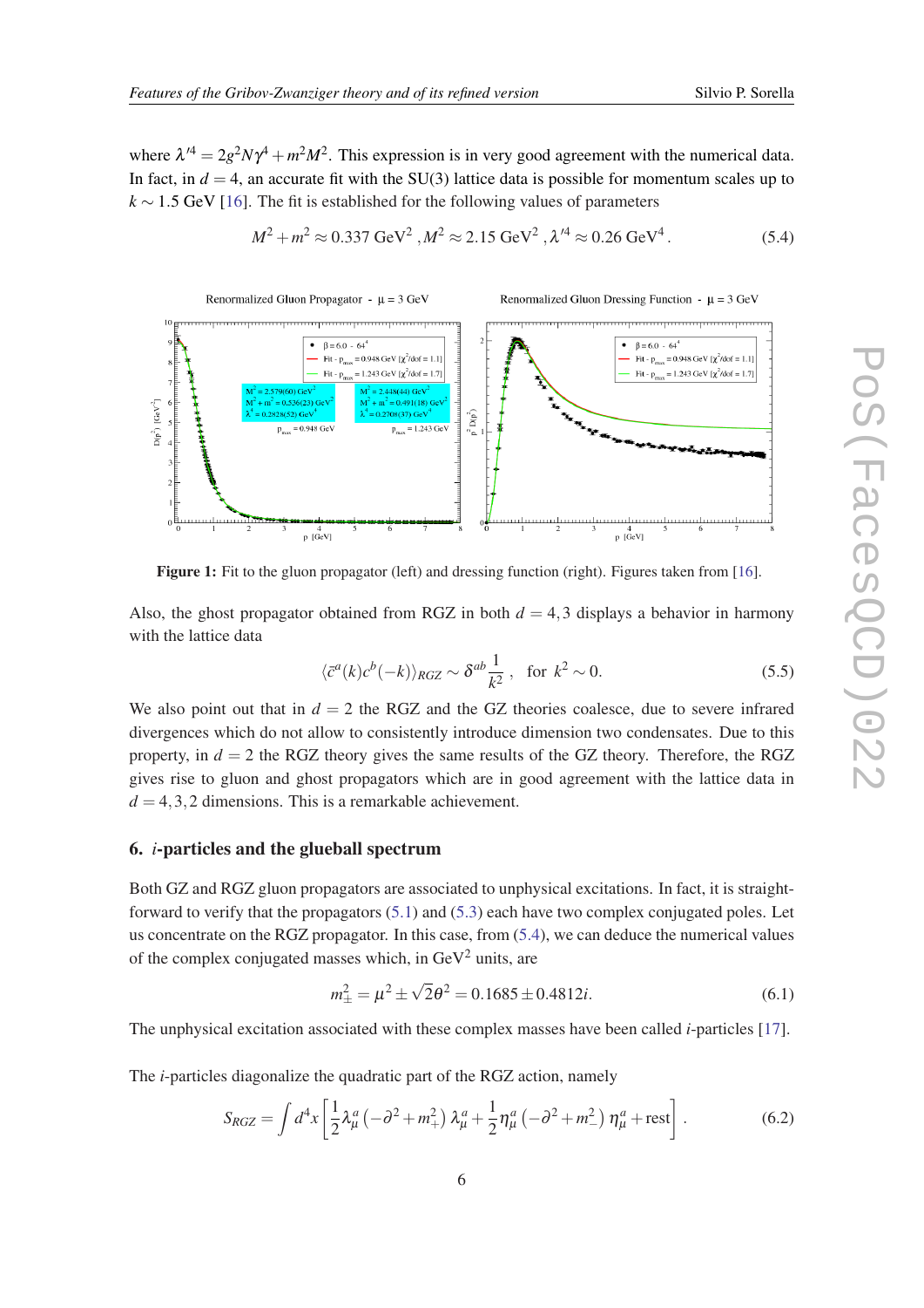where $\lambda'^4 = 2g^2N\gamma^4 + m^2M^2$. This expression is in very good agreement with the numerical data. In fact, in $d = 4$, an accurate fit with the SU(3) lattice data is possible for momentum scales up to $k \sim 1.5$ GeV [16]. The fit is established for the following values of parameters

$$M^2 + m^2 \approx 0.337 \text{ GeV}^2 \,, M^2 \approx 2.15 \text{ GeV}^2 \,, \lambda'^4 \approx 0.26 \text{ GeV}^4 \,. \tag{5.4}$$

Renormalized Gluon Propagator - μ = 3 GeV

β = 6.0 - 64^4

Fit - p_max = 0.948 GeV [χ^2/dof = 1.1]

Fit - p_max = 1.243 GeV [χ^2/dof = 1.7]

M^2 = 2.579(60) GeV^2

M^2 + m^2 = 0.536(23) GeV^2

λ^4 = 0.2828(52) GeV^4

p_max = 0.948 GeV

M^2 = 2.448(44) GeV^2

M^2 + m^2 = 0.491(18) GeV^2

λ^4 = 0.2708(37) GeV^4

p_max = 1.243 GeV

D(p^2) [GeV^-2]

p [GeV]

Renormalized Gluon Dressing Function - μ = 3 GeV

β = 6.0 - 64^4

Fit - p_max = 0.948 GeV [χ^2/dof = 1.1]

Fit - p_max = 1.243 GeV [χ^2/dof = 1.7]

p^2 D(p^2)

p [GeV]

**Figure 1:** Fit to the gluon propagator (left) and dressing function (right). Figures taken from [16].

Also, the ghost propagator obtained from RGZ in both $d = 4, 3$ displays a behavior in harmony with the lattice data

$$\langle \bar{c}^a(k) c^b(-k) \rangle_{RGZ} \sim \delta^{ab} \frac{1}{k^2} \,, \quad \text{for } k^2 \sim 0. \tag{5.5}$$

We also point out that in $d = 2$ the RGZ and the GZ theories coalesce, due to severe infrared divergences which do not allow to consistently introduce dimension two condensates. Due to this property, in $d = 2$ the RGZ theory gives the same results of the GZ theory. Therefore, the RGZ gives rise to gluon and ghost propagators which are in good agreement with the lattice data in $d = 4, 3, 2$ dimensions. This is a remarkable achievement.

## 6. *i*-particles and the glueball spectrum

Both GZ and RGZ gluon propagators are associated to unphysical excitations. In fact, it is straightforward to verify that the propagators (5.1) and (5.3) each have two complex conjugated poles. Let us concentrate on the RGZ propagator. In this case, from (5.4), we can deduce the numerical values of the complex conjugated masses which, in GeV$^2$ units, are

$$m_{\pm}^2 = \mu^2 \pm \sqrt{2}\theta^2 = 0.1685 \pm 0.4812i. \tag{6.1}$$

The unphysical excitation associated with these complex masses have been called *i*-particles [17].

The *i*-particles diagonalize the quadratic part of the RGZ action, namely

$$S_{RGZ} = \int d^4x \left[ \frac{1}{2} \lambda_\mu^a \left( -\partial^2 + m_+^2 \right) \lambda_\mu^a + \frac{1}{2} \eta_\mu^a \left( -\partial^2 + m_-^2 \right) \eta_\mu^a + \text{rest} \right] . \tag{6.2}$$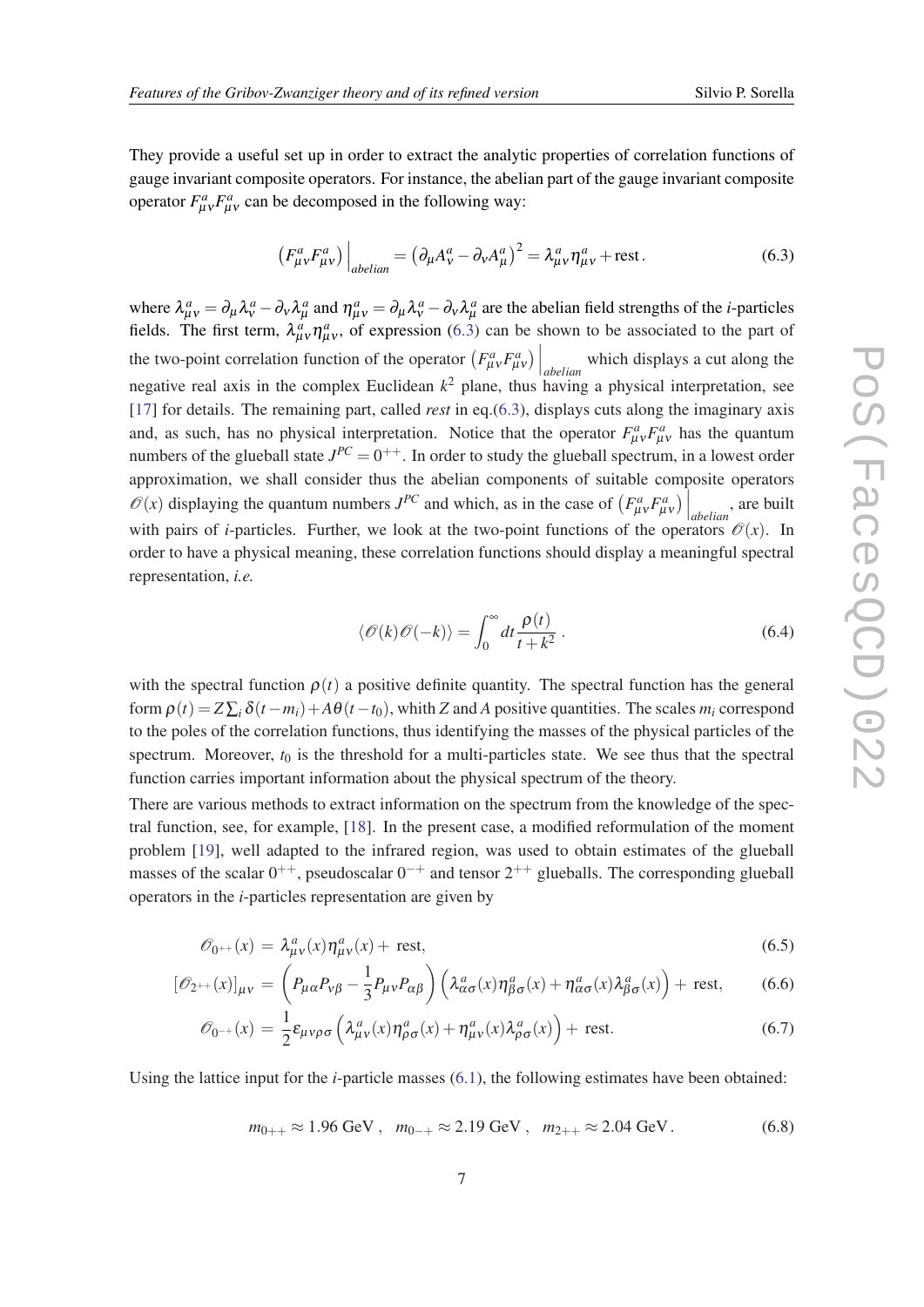They provide a useful set up in order to extract the analytic properties of correlation functions of gauge invariant composite operators. For instance, the abelian part of the gauge invariant composite operator $F^a_{\mu\nu}F^a_{\mu\nu}$ can be decomposed in the following way:

$$\left(F^a_{\mu\nu}F^a_{\mu\nu}\right)\Big|_{abelian} = \left(\partial_\mu A^a_\nu - \partial_\nu A^a_\mu\right)^2 = \lambda^a_{\mu\nu}\eta^a_{\mu\nu} + \text{rest}\,. \tag{6.3}$$

where $\lambda^a_{\mu\nu} = \partial_\mu \lambda^a_\nu - \partial_\nu \lambda^a_\mu$ and $\eta^a_{\mu\nu} = \partial_\mu \lambda^a_\nu - \partial_\nu \lambda^a_\mu$ are the abelian field strengths of the *i*-particles fields. The first term, $\lambda^a_{\mu\nu}\eta^a_{\mu\nu}$, of expression (6.3) can be shown to be associated to the part of the two-point correlation function of the operator $\left(F^a_{\mu\nu}F^a_{\mu\nu}\right)\Big|_{abelian}$ which displays a cut along the negative real axis in the complex Euclidean $k^2$ plane, thus having a physical interpretation, see [17] for details. The remaining part, called *rest* in eq.(6.3), displays cuts along the imaginary axis and, as such, has no physical interpretation. Notice that the operator $F^a_{\mu\nu}F^a_{\mu\nu}$ has the quantum numbers of the glueball state $J^{PC} = 0^{++}$. In order to study the glueball spectrum, in a lowest order approximation, we shall consider thus the abelian components of suitable composite operators $\mathscr{O}(x)$ displaying the quantum numbers $J^{PC}$ and which, as in the case of $\left(F^a_{\mu\nu}F^a_{\mu\nu}\right)\Big|_{abelian}$, are built with pairs of *i*-particles. Further, we look at the two-point functions of the operators $\mathscr{O}(x)$. In order to have a physical meaning, these correlation functions should display a meaningful spectral representation, *i.e.*

$$\langle \mathscr{O}(k)\mathscr{O}(-k)\rangle = \int_0^\infty dt\, \frac{\rho(t)}{t+k^2}\,. \tag{6.4}$$

with the spectral function $\rho(t)$ a positive definite quantity. The spectral function has the general form $\rho(t) = Z\sum_i \delta(t-m_i) + A\theta(t-t_0)$, whith $Z$ and $A$ positive quantities. The scales $m_i$ correspond to the poles of the correlation functions, thus identifying the masses of the physical particles of the spectrum. Moreover, $t_0$ is the threshold for a multi-particles state. We see thus that the spectral function carries important information about the physical spectrum of the theory.

There are various methods to extract information on the spectrum from the knowledge of the spectral function, see, for example, [18]. In the present case, a modified reformulation of the moment problem [19], well adapted to the infrared region, was used to obtain estimates of the glueball masses of the scalar $0^{++}$, pseudoscalar $0^{-+}$ and tensor $2^{++}$ glueballs. The corresponding glueball operators in the *i*-particles representation are given by

$$\mathscr{O}_{0^{++}}(x) = \lambda^a_{\mu\nu}(x)\eta^a_{\mu\nu}(x) + \text{ rest}, \tag{6.5}$$

$$\left[\mathscr{O}_{2^{++}}(x)\right]_{\mu\nu} = \left(P_{\mu\alpha}P_{\nu\beta} - \frac{1}{3}P_{\mu\nu}P_{\alpha\beta}\right)\left(\lambda^a_{\alpha\sigma}(x)\eta^a_{\beta\sigma}(x) + \eta^a_{\alpha\sigma}(x)\lambda^a_{\beta\sigma}(x)\right) + \text{ rest}, \tag{6.6}$$

$$\mathscr{O}_{0^{-+}}(x) = \frac{1}{2}\varepsilon_{\mu\nu\rho\sigma}\left(\lambda^a_{\mu\nu}(x)\eta^a_{\rho\sigma}(x) + \eta^a_{\mu\nu}(x)\lambda^a_{\rho\sigma}(x)\right) + \text{ rest}. \tag{6.7}$$

Using the lattice input for the *i*-particle masses (6.1), the following estimates have been obtained:

$$m_{0^{++}} \approx 1.96 \text{ GeV}\,, \quad m_{0^{-+}} \approx 2.19 \text{ GeV}\,, \quad m_{2^{++}} \approx 2.04 \text{ GeV}\,. \tag{6.8}$$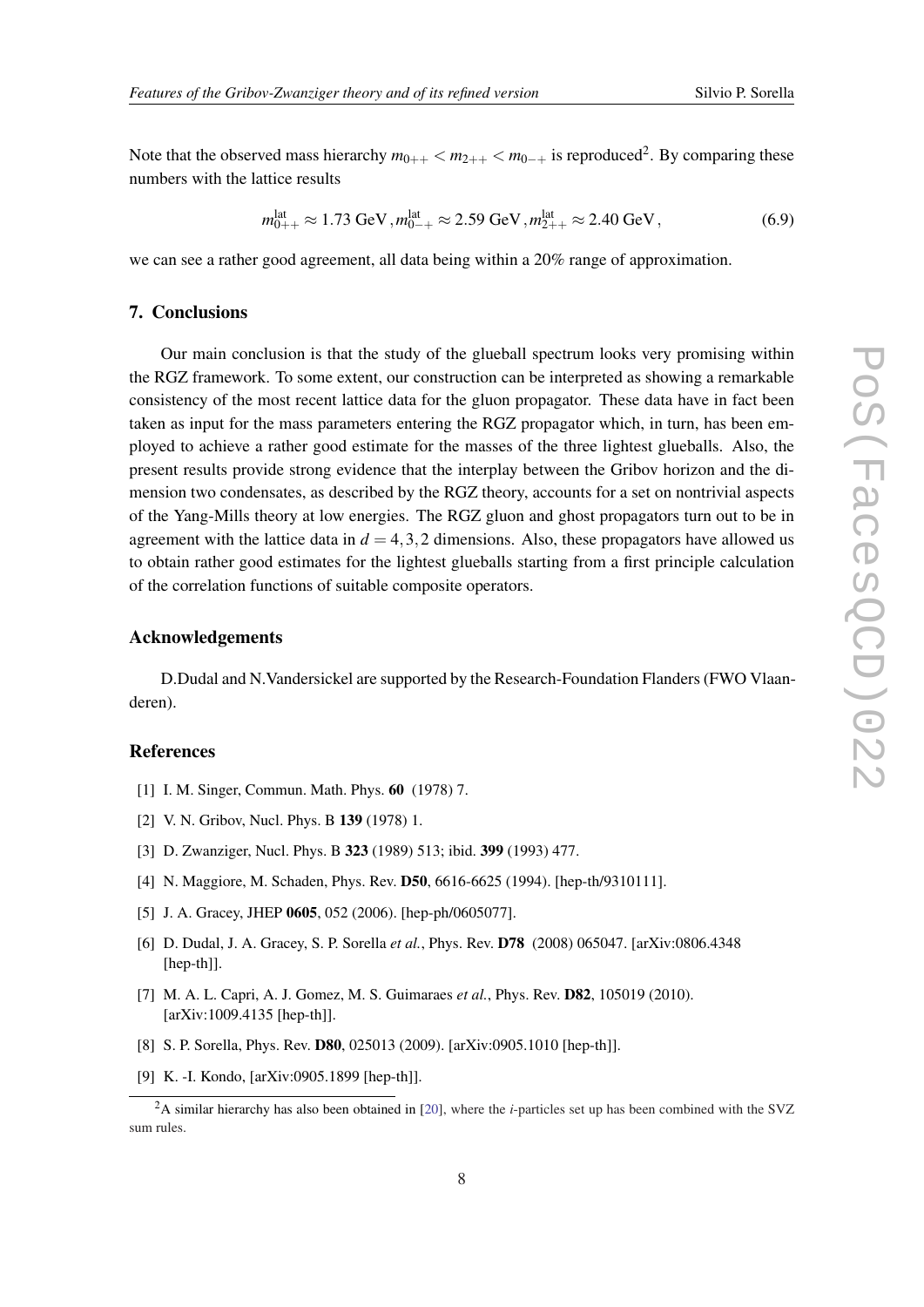Note that the observed mass hierarchy $m_{0^{++}} < m_{2^{++}} < m_{0^{-+}}$ is reproduced[2]. By comparing these numbers with the lattice results

$$m^{\rm lat}_{0^{++}} \approx 1.73 \text{ GeV}\,, m^{\rm lat}_{0^{-+}} \approx 2.59 \text{ GeV}\,, m^{\rm lat}_{2^{++}} \approx 2.40 \text{ GeV}\,, \tag{6.9}$$

we can see a rather good agreement, all data being within a 20% range of approximation.

## 7. Conclusions

Our main conclusion is that the study of the glueball spectrum looks very promising within the RGZ framework. To some extent, our construction can be interpreted as showing a remarkable consistency of the most recent lattice data for the gluon propagator. These data have in fact been taken as input for the mass parameters entering the RGZ propagator which, in turn, has been employed to achieve a rather good estimate for the masses of the three lightest glueballs. Also, the present results provide strong evidence that the interplay between the Gribov horizon and the dimension two condensates, as described by the RGZ theory, accounts for a set on nontrivial aspects of the Yang-Mills theory at low energies. The RGZ gluon and ghost propagators turn out to be in agreement with the lattice data in $d = 4,3,2$ dimensions. Also, these propagators have allowed us to obtain rather good estimates for the lightest glueballs starting from a first principle calculation of the correlation functions of suitable composite operators.

## Acknowledgements

D.Dudal and N.Vandersickel are supported by the Research-Foundation Flanders (FWO Vlaanderen).

## References

[1] I. M. Singer, Commun. Math. Phys. **60** (1978) 7.

[2] V. N. Gribov, Nucl. Phys. B **139** (1978) 1.

[3] D. Zwanziger, Nucl. Phys. B **323** (1989) 513; ibid. **399** (1993) 477.

[4] N. Maggiore, M. Schaden, Phys. Rev. **D50**, 6616-6625 (1994). [hep-th/9310111].

[5] J. A. Gracey, JHEP **0605**, 052 (2006). [hep-ph/0605077].

[6] D. Dudal, J. A. Gracey, S. P. Sorella *et al.*, Phys. Rev. **D78** (2008) 065047. [arXiv:0806.4348 [hep-th]].

[7] M. A. L. Capri, A. J. Gomez, M. S. Guimaraes *et al.*, Phys. Rev. **D82**, 105019 (2010). [arXiv:1009.4135 [hep-th]].

[8] S. P. Sorella, Phys. Rev. **D80**, 025013 (2009). [arXiv:0905.1010 [hep-th]].

[9] K. -I. Kondo, [arXiv:0905.1899 [hep-th]].

[2] A similar hierarchy has also been obtained in [20], where the *i*-particles set up has been combined with the SVZ sum rules.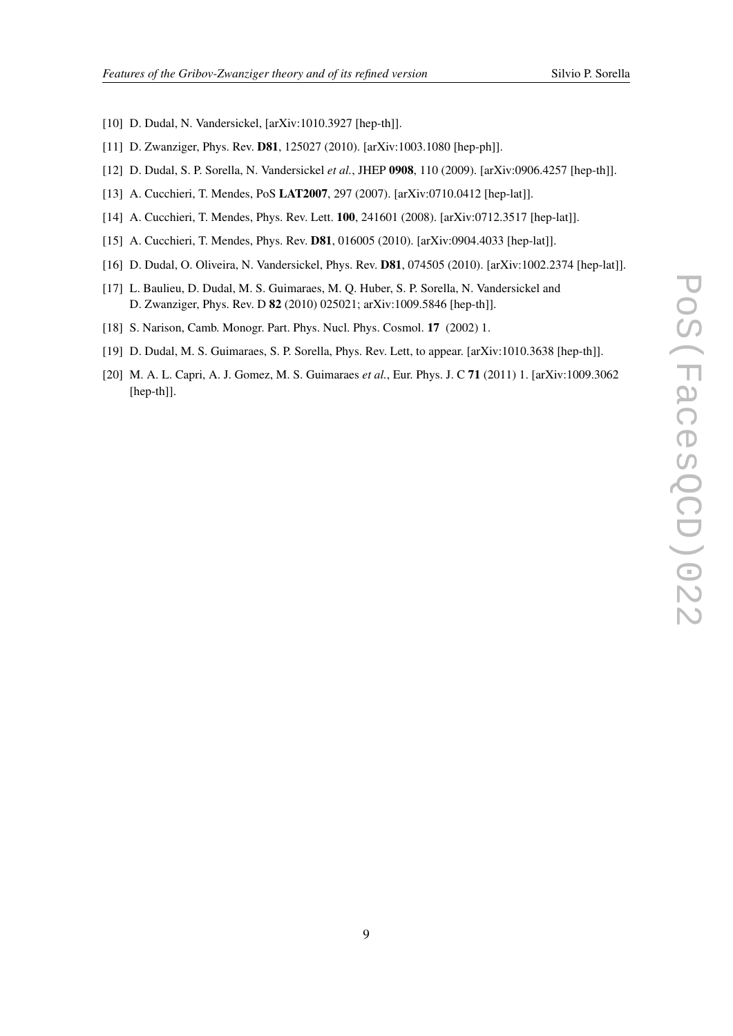[10] D. Dudal, N. Vandersickel, [arXiv:1010.3927 [hep-th]].

[11] D. Zwanziger, Phys. Rev. **D81**, 125027 (2010). [arXiv:1003.1080 [hep-ph]].

[12] D. Dudal, S. P. Sorella, N. Vandersickel *et al.*, JHEP **0908**, 110 (2009). [arXiv:0906.4257 [hep-th]].

[13] A. Cucchieri, T. Mendes, PoS **LAT2007**, 297 (2007). [arXiv:0710.0412 [hep-lat]].

[14] A. Cucchieri, T. Mendes, Phys. Rev. Lett. **100**, 241601 (2008). [arXiv:0712.3517 [hep-lat]].

[15] A. Cucchieri, T. Mendes, Phys. Rev. **D81**, 016005 (2010). [arXiv:0904.4033 [hep-lat]].

[16] D. Dudal, O. Oliveira, N. Vandersickel, Phys. Rev. **D81**, 074505 (2010). [arXiv:1002.2374 [hep-lat]].

[17] L. Baulieu, D. Dudal, M. S. Guimaraes, M. Q. Huber, S. P. Sorella, N. Vandersickel and D. Zwanziger, Phys. Rev. D **82** (2010) 025021; arXiv:1009.5846 [hep-th]].

[18] S. Narison, Camb. Monogr. Part. Phys. Nucl. Phys. Cosmol. **17** (2002) 1.

[19] D. Dudal, M. S. Guimaraes, S. P. Sorella, Phys. Rev. Lett, to appear. [arXiv:1010.3638 [hep-th]].

[20] M. A. L. Capri, A. J. Gomez, M. S. Guimaraes *et al.*, Eur. Phys. J. C **71** (2011) 1. [arXiv:1009.3062 [hep-th]].